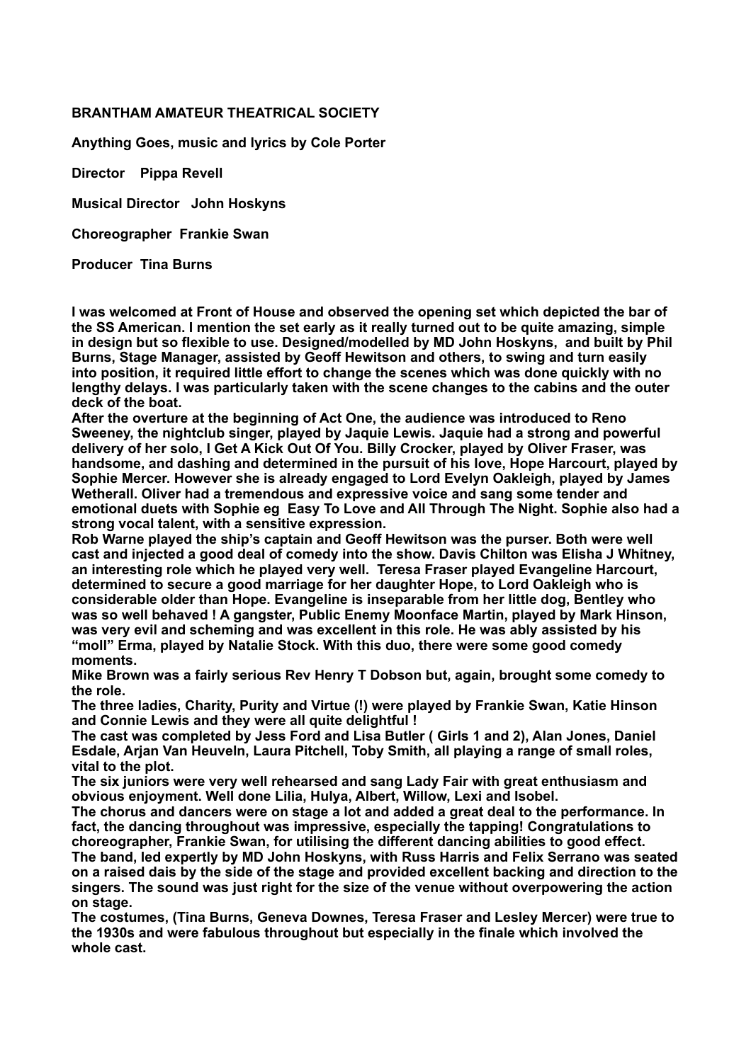**BRANTHAM AMATEUR THEATRICAL SOCIETY**

**Anything Goes, music and lyrics by Cole Porter**

**Director Pippa Revell**

**Musical Director John Hoskyns**

**Choreographer Frankie Swan**

**Producer Tina Burns**

**I was welcomed at Front of House and observed the opening set which depicted the bar of the SS American. I mention the set early as it really turned out to be quite amazing, simple in design but so flexible to use. Designed/modelled by MD John Hoskyns, and built by Phil Burns, Stage Manager, assisted by Geoff Hewitson and others, to swing and turn easily into position, it required little effort to change the scenes which was done quickly with no lengthy delays. I was particularly taken with the scene changes to the cabins and the outer deck of the boat.**

**After the overture at the beginning of Act One, the audience was introduced to Reno Sweeney, the nightclub singer, played by Jaquie Lewis. Jaquie had a strong and powerful delivery of her solo, I Get A Kick Out Of You. Billy Crocker, played by Oliver Fraser, was handsome, and dashing and determined in the pursuit of his love, Hope Harcourt, played by Sophie Mercer. However she is already engaged to Lord Evelyn Oakleigh, played by James Wetherall. Oliver had a tremendous and expressive voice and sang some tender and emotional duets with Sophie eg Easy To Love and All Through The Night. Sophie also had a strong vocal talent, with a sensitive expression.**

**Rob Warne played the ship's captain and Geoff Hewitson was the purser. Both were well cast and injected a good deal of comedy into the show. Davis Chilton was Elisha J Whitney, an interesting role which he played very well. Teresa Fraser played Evangeline Harcourt, determined to secure a good marriage for her daughter Hope, to Lord Oakleigh who is considerable older than Hope. Evangeline is inseparable from her little dog, Bentley who was so well behaved ! A gangster, Public Enemy Moonface Martin, played by Mark Hinson, was very evil and scheming and was excellent in this role. He was ably assisted by his "moll" Erma, played by Natalie Stock. With this duo, there were some good comedy moments.**

**Mike Brown was a fairly serious Rev Henry T Dobson but, again, brought some comedy to the role.**

**The three ladies, Charity, Purity and Virtue (!) were played by Frankie Swan, Katie Hinson and Connie Lewis and they were all quite delightful !**

**The cast was completed by Jess Ford and Lisa Butler ( Girls 1 and 2), Alan Jones, Daniel Esdale, Arjan Van Heuveln, Laura Pitchell, Toby Smith, all playing a range of small roles, vital to the plot.**

**The six juniors were very well rehearsed and sang Lady Fair with great enthusiasm and obvious enjoyment. Well done Lilia, Hulya, Albert, Willow, Lexi and Isobel.**

**The chorus and dancers were on stage a lot and added a great deal to the performance. In fact, the dancing throughout was impressive, especially the tapping! Congratulations to choreographer, Frankie Swan, for utilising the different dancing abilities to good effect.**

**The band, led expertly by MD John Hoskyns, with Russ Harris and Felix Serrano was seated on a raised dais by the side of the stage and provided excellent backing and direction to the singers. The sound was just right for the size of the venue without overpowering the action on stage.**

**The costumes, (Tina Burns, Geneva Downes, Teresa Fraser and Lesley Mercer) were true to the 1930s and were fabulous throughout but especially in the finale which involved the whole cast.**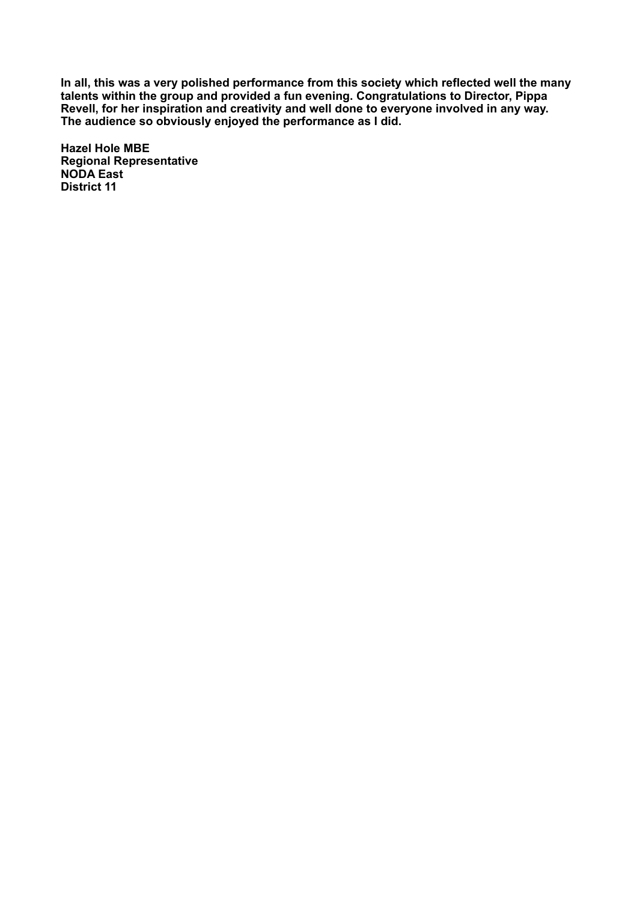**In all, this was a very polished performance from this society which reflected well the many talents within the group and provided a fun evening. Congratulations to Director, Pippa Revell, for her inspiration and creativity and well done to everyone involved in any way. The audience so obviously enjoyed the performance as I did.**

**Hazel Hole MBE**
**Regional Representative**
**NODA East**
**District 11**